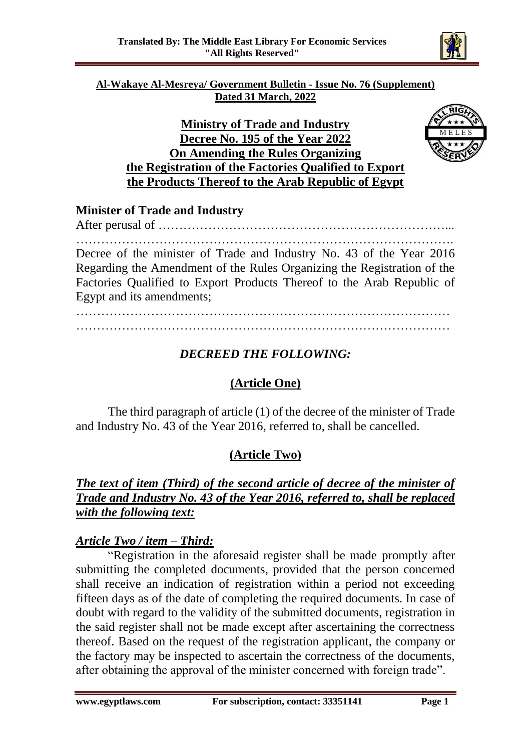**Al-Wakaye Al-Mesreya/ Government Bulletin - Issue No. 76 (Supplement)**
**Dated 31 March, 2022**

# Ministry of Trade and Industry
## Decree No. 195 of the Year 2022
## On Amending the Rules Organizing the Registration of the Factories Qualified to Export the Products Thereof to the Arab Republic of Egypt

**Minister of Trade and Industry**

After perusal of …………………………………………………………...
…………………………………………………………………………….

Decree of the minister of Trade and Industry No. 43 of the Year 2016 Regarding the Amendment of the Rules Organizing the Registration of the Factories Qualified to Export Products Thereof to the Arab Republic of Egypt and its amendments;

………………………………………………………………………………
………………………………………………………………………………

*DECREED THE FOLLOWING:*

**(Article One)**

The third paragraph of article (1) of the decree of the minister of Trade and Industry No. 43 of the Year 2016, referred to, shall be cancelled.

**(Article Two)**

***The text of item (Third) of the second article of decree of the minister of Trade and Industry No. 43 of the Year 2016, referred to, shall be replaced with the following text:***

***Article Two / item – Third:***

"Registration in the aforesaid register shall be made promptly after submitting the completed documents, provided that the person concerned shall receive an indication of registration within a period not exceeding fifteen days as of the date of completing the required documents. In case of doubt with regard to the validity of the submitted documents, registration in the said register shall not be made except after ascertaining the correctness thereof. Based on the request of the registration applicant, the company or the factory may be inspected to ascertain the correctness of the documents, after obtaining the approval of the minister concerned with foreign trade".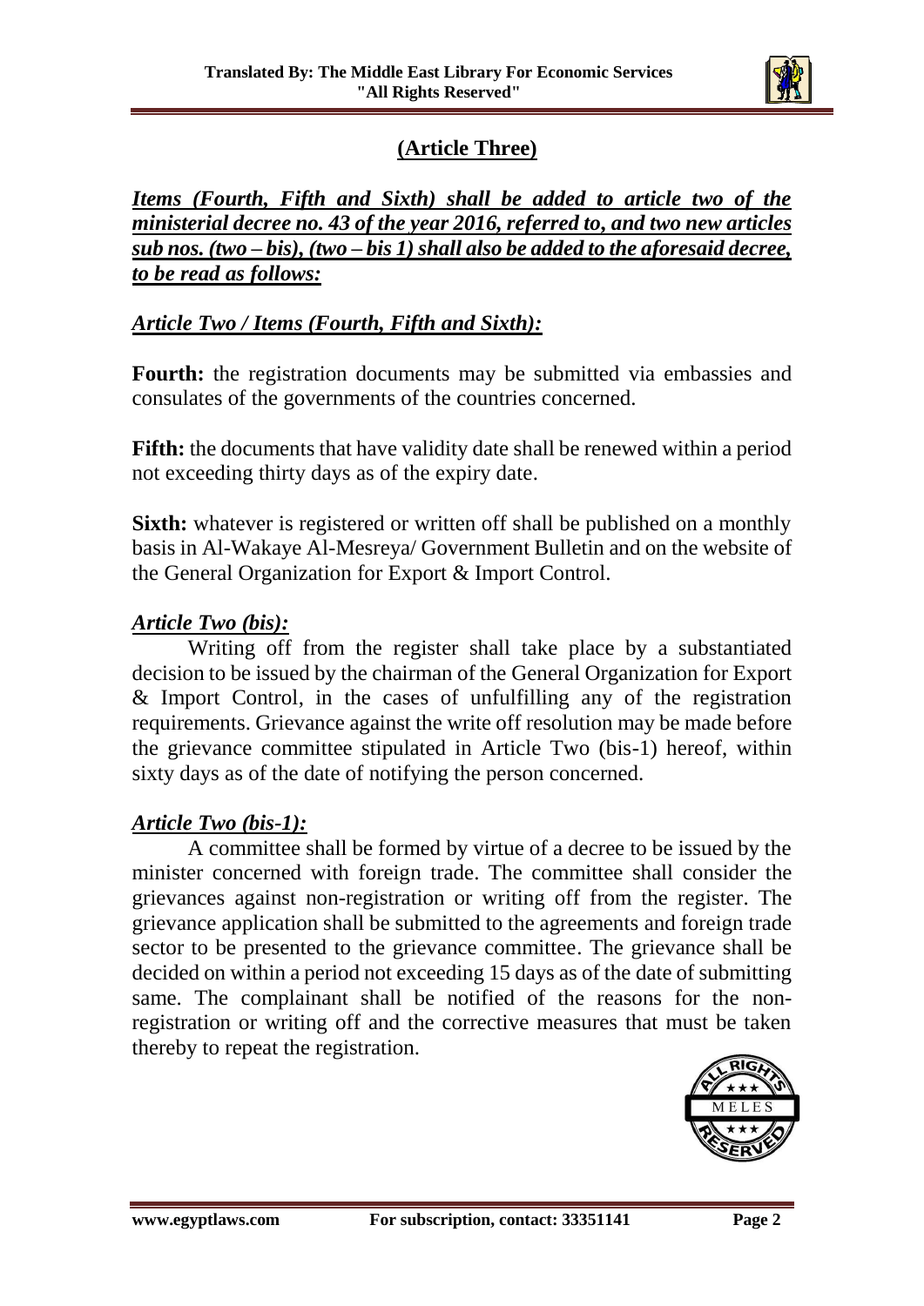## (Article Three)

***Items (Fourth, Fifth and Sixth) shall be added to article two of the ministerial decree no. 43 of the year 2016, referred to, and two new articles sub nos. (two – bis), (two – bis 1) shall also be added to the aforesaid decree, to be read as follows:***

***Article Two / Items (Fourth, Fifth and Sixth):***

**Fourth:** the registration documents may be submitted via embassies and consulates of the governments of the countries concerned.

**Fifth:** the documents that have validity date shall be renewed within a period not exceeding thirty days as of the expiry date.

**Sixth:** whatever is registered or written off shall be published on a monthly basis in Al-Wakaye Al-Mesreya/ Government Bulletin and on the website of the General Organization for Export & Import Control.

***Article Two (bis):***

Writing off from the register shall take place by a substantiated decision to be issued by the chairman of the General Organization for Export & Import Control, in the cases of unfulfilling any of the registration requirements. Grievance against the write off resolution may be made before the grievance committee stipulated in Article Two (bis-1) hereof, within sixty days as of the date of notifying the person concerned.

***Article Two (bis-1):***

A committee shall be formed by virtue of a decree to be issued by the minister concerned with foreign trade. The committee shall consider the grievances against non-registration or writing off from the register. The grievance application shall be submitted to the agreements and foreign trade sector to be presented to the grievance committee. The grievance shall be decided on within a period not exceeding 15 days as of the date of submitting same. The complainant shall be notified of the reasons for the non-registration or writing off and the corrective measures that must be taken thereby to repeat the registration.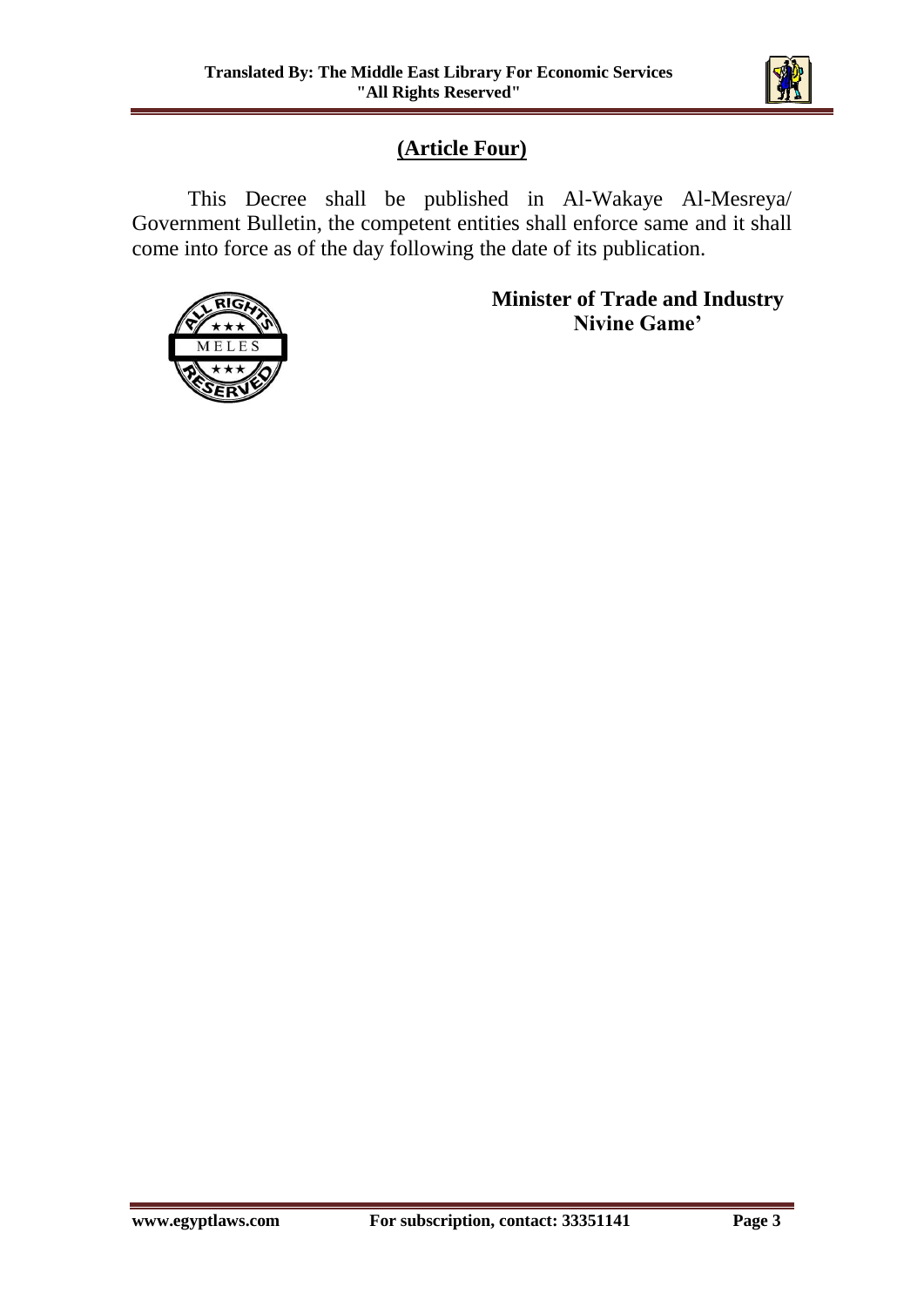## (Article Four)

This Decree shall be published in Al-Wakaye Al-Mesreya/ Government Bulletin, the competent entities shall enforce same and it shall come into force as of the day following the date of its publication.

**Minister of Trade and Industry**
**Nivine Game'**